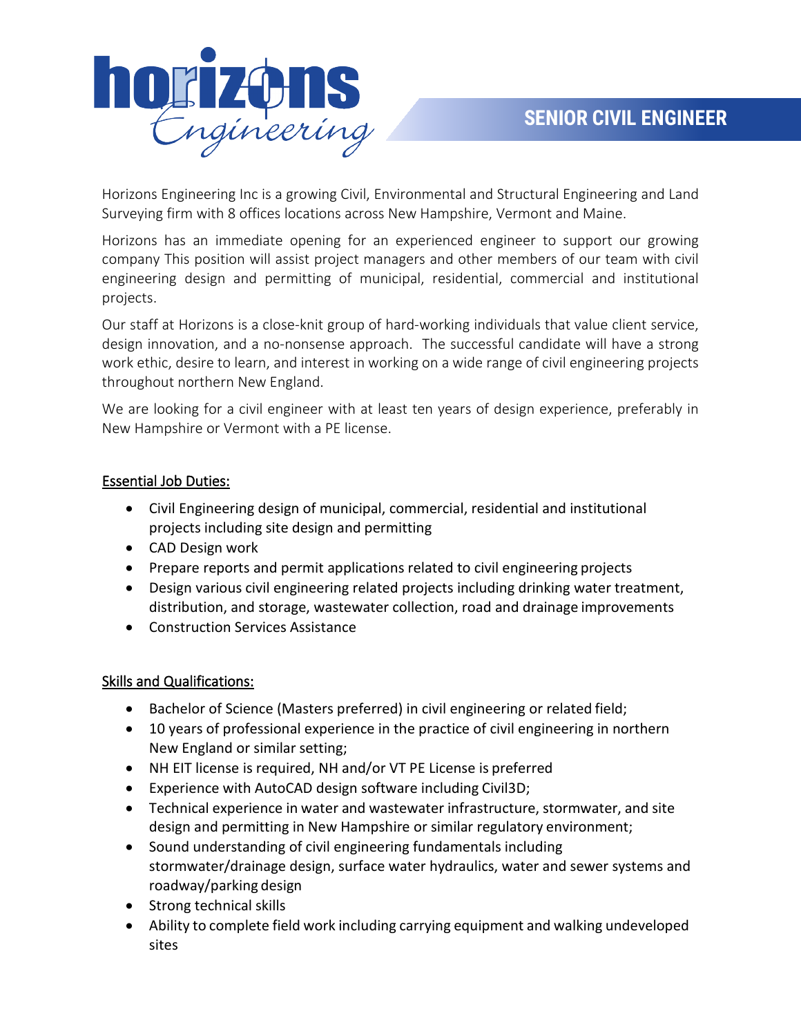# SENIOR CIVIL ENGINEER

Horizons Engineering Inc is a growing Civil, Environmental and Structural Engineering and Land Surveying firm with 8 offices locations across New Hampshire, Vermont and Maine.

Horizons has an immediate opening for an experienced engineer to support our growing company This position will assist project managers and other members of our team with civil engineering design and permitting of municipal, residential, commercial and institutional projects.

Our staff at Horizons is a close-knit group of hard-working individuals that value client service, design innovation, and a no-nonsense approach. The successful candidate will have a strong work ethic, desire to learn, and interest in working on a wide range of civil engineering projects throughout northern New England.

We are looking for a civil engineer with at least ten years of design experience, preferably in New Hampshire or Vermont with a PE license.

## Essential Job Duties:

- Civil Engineering design of municipal, commercial, residential and institutional projects including site design and permitting
- CAD Design work
- Prepare reports and permit applications related to civil engineering projects
- Design various civil engineering related projects including drinking water treatment, distribution, and storage, wastewater collection, road and drainage improvements
- Construction Services Assistance

## Skills and Qualifications:

- Bachelor of Science (Masters preferred) in civil engineering or related field;
- 10 years of professional experience in the practice of civil engineering in northern New England or similar setting;
- NH EIT license is required, NH and/or VT PE License is preferred
- Experience with AutoCAD design software including Civil3D;
- Technical experience in water and wastewater infrastructure, stormwater, and site design and permitting in New Hampshire or similar regulatory environment;
- Sound understanding of civil engineering fundamentals including stormwater/drainage design, surface water hydraulics, water and sewer systems and roadway/parking design
- Strong technical skills
- Ability to complete field work including carrying equipment and walking undeveloped sites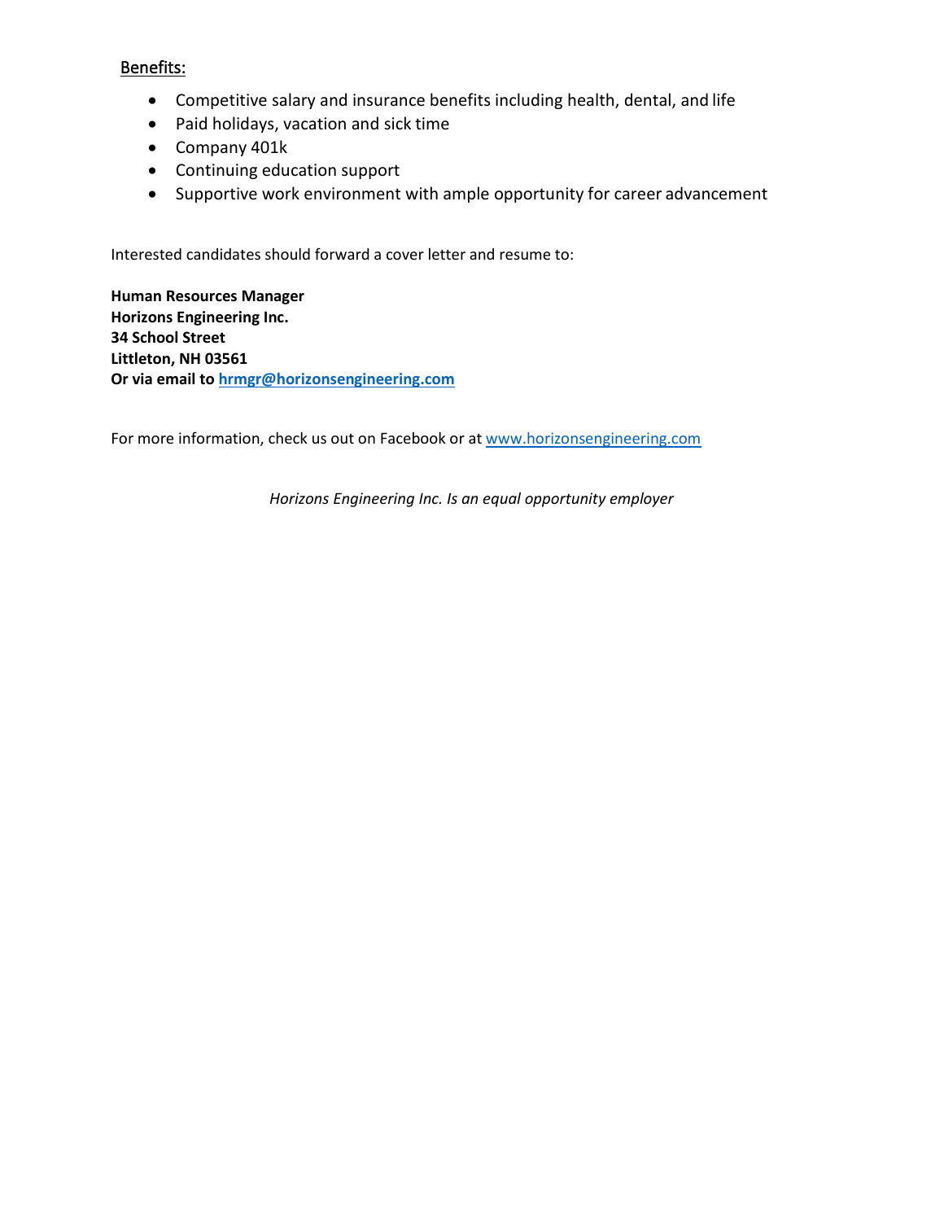Benefits:

- Competitive salary and insurance benefits including health, dental, and life
- Paid holidays, vacation and sick time
- Company 401k
- Continuing education support
- Supportive work environment with ample opportunity for career advancement

Interested candidates should forward a cover letter and resume to:

**Human Resources Manager**
**Horizons Engineering Inc.**
**34 School Street**
**Littleton, NH 03561**
**Or via email to hrmgr@horizonsengineering.com**

For more information, check us out on Facebook or at www.horizonsengineering.com

*Horizons Engineering Inc. Is an equal opportunity employer*